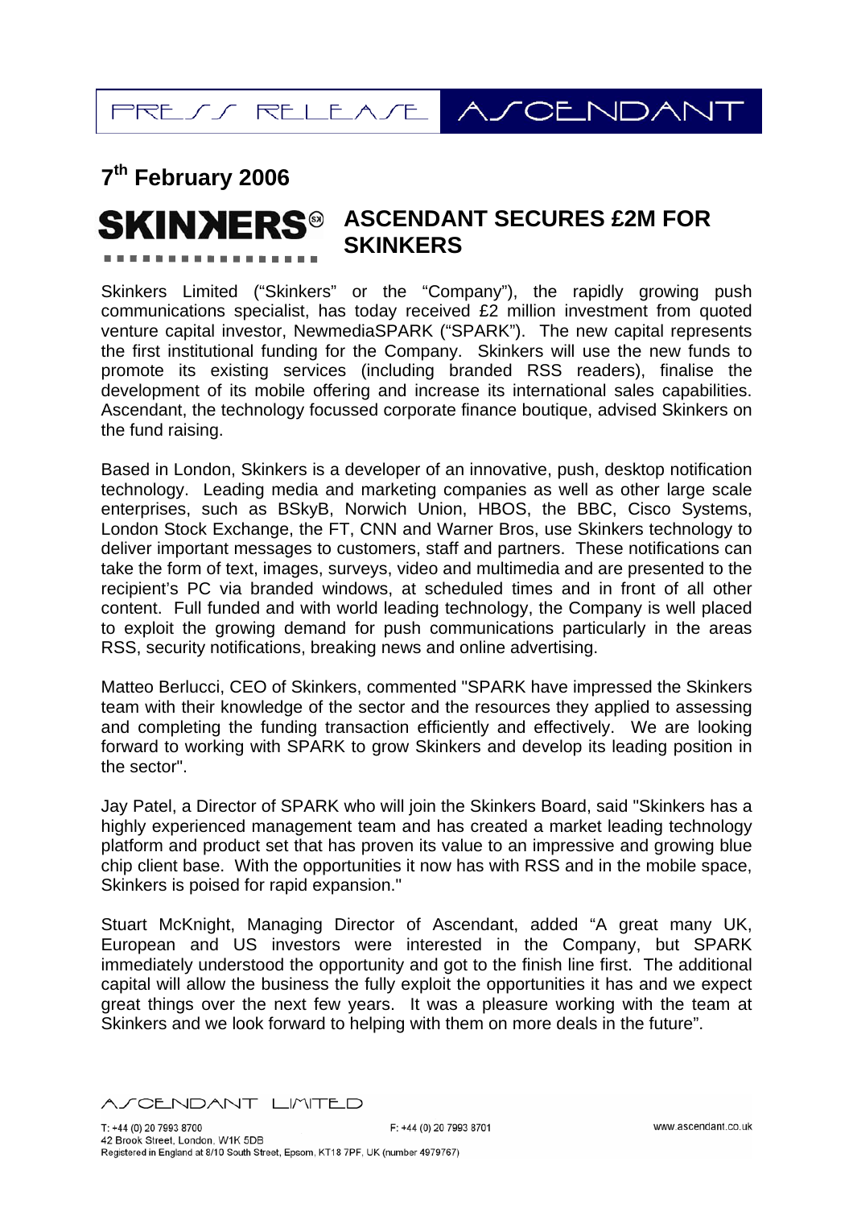PRESS RELEASE ASCENDANT

**7th February 2006**

SKINKERS®

# ASCENDANT SECURES £2M FOR SKINKERS

Skinkers Limited ("Skinkers" or the "Company"), the rapidly growing push communications specialist, has today received £2 million investment from quoted venture capital investor, NewmediaSPARK ("SPARK"). The new capital represents the first institutional funding for the Company. Skinkers will use the new funds to promote its existing services (including branded RSS readers), finalise the development of its mobile offering and increase its international sales capabilities. Ascendant, the technology focussed corporate finance boutique, advised Skinkers on the fund raising.

Based in London, Skinkers is a developer of an innovative, push, desktop notification technology. Leading media and marketing companies as well as other large scale enterprises, such as BSkyB, Norwich Union, HBOS, the BBC, Cisco Systems, London Stock Exchange, the FT, CNN and Warner Bros, use Skinkers technology to deliver important messages to customers, staff and partners. These notifications can take the form of text, images, surveys, video and multimedia and are presented to the recipient's PC via branded windows, at scheduled times and in front of all other content. Full funded and with world leading technology, the Company is well placed to exploit the growing demand for push communications particularly in the areas RSS, security notifications, breaking news and online advertising.

Matteo Berlucci, CEO of Skinkers, commented "SPARK have impressed the Skinkers team with their knowledge of the sector and the resources they applied to assessing and completing the funding transaction efficiently and effectively. We are looking forward to working with SPARK to grow Skinkers and develop its leading position in the sector".

Jay Patel, a Director of SPARK who will join the Skinkers Board, said "Skinkers has a highly experienced management team and has created a market leading technology platform and product set that has proven its value to an impressive and growing blue chip client base. With the opportunities it now has with RSS and in the mobile space, Skinkers is poised for rapid expansion."

Stuart McKnight, Managing Director of Ascendant, added "A great many UK, European and US investors were interested in the Company, but SPARK immediately understood the opportunity and got to the finish line first. The additional capital will allow the business the fully exploit the opportunities it has and we expect great things over the next few years. It was a pleasure working with the team at Skinkers and we look forward to helping with them on more deals in the future".

ASCENDANT LIMITED

T: +44 (0) 20 7993 8700
F: +44 (0) 20 7993 8701
www.ascendant.co.uk
42 Brook Street, London, W1K 5DB
Registered in England at 8/10 South Street, Epsom, KT18 7PF, UK (number 4979767)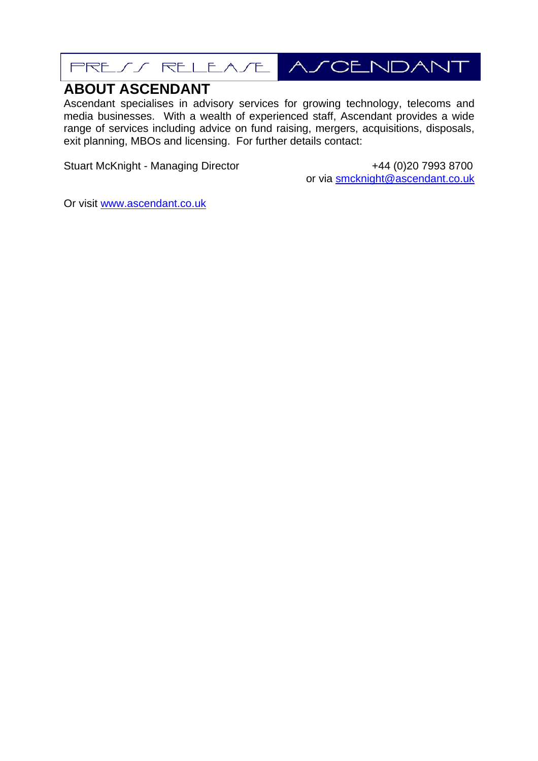## ABOUT ASCENDANT

Ascendant specialises in advisory services for growing technology, telecoms and media businesses. With a wealth of experienced staff, Ascendant provides a wide range of services including advice on fund raising, mergers, acquisitions, disposals, exit planning, MBOs and licensing. For further details contact:

Stuart McKnight - Managing Director +44 (0)20 7993 8700
or via smcknight@ascendant.co.uk

Or visit www.ascendant.co.uk